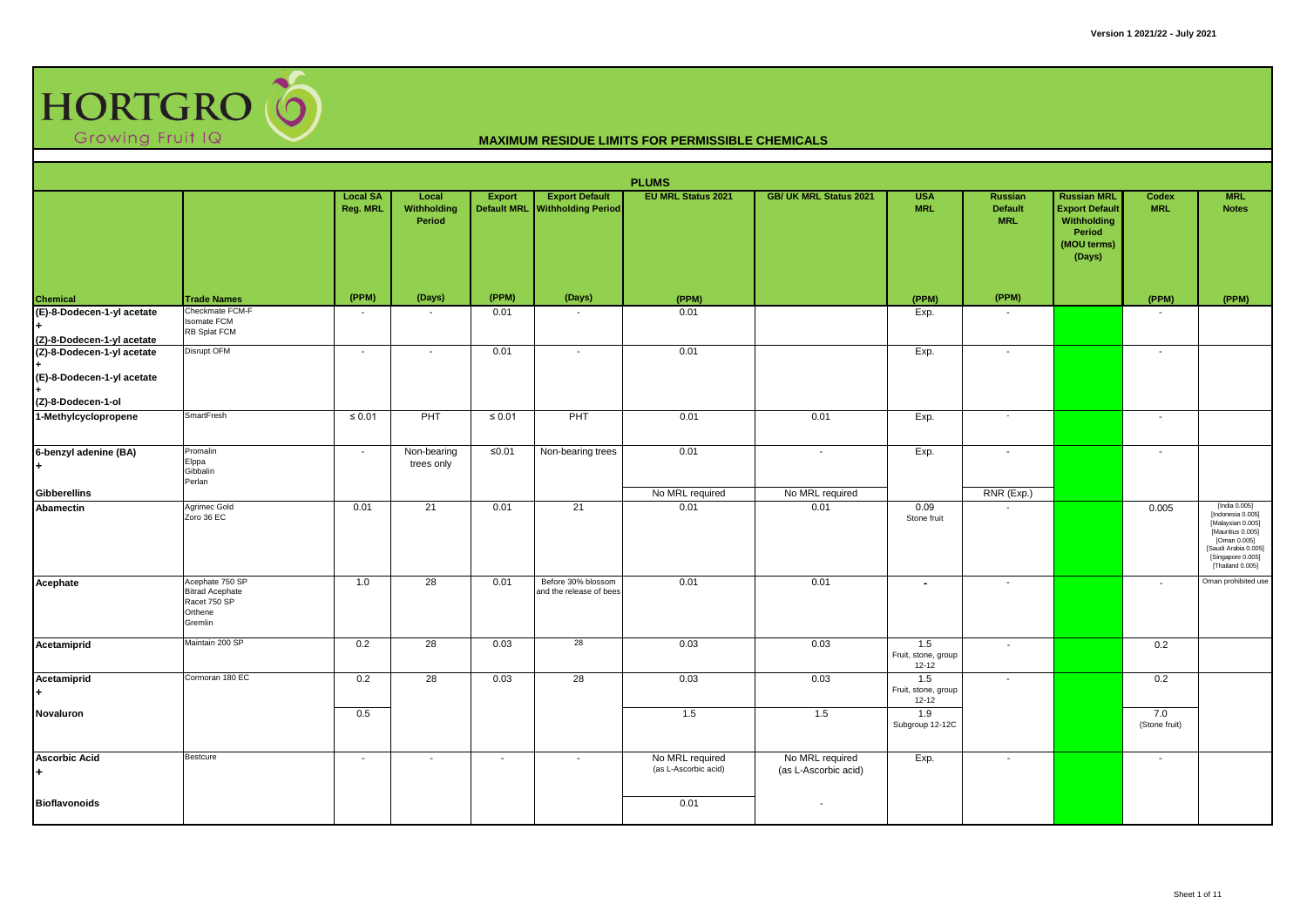Version 1 2021/22 - July 2021

# HORTGRO Growing Fruit IQ

## MAXIMUM RESIDUE LIMITS FOR PERMISSIBLE CHEMICALS

### PLUMS

| Chemical | Trade Names | Local SA Reg. MRL (PPM) | Local Withholding Period (Days) | Export Default MRL (PPM) | Export Default Withholding Period (Days) | EU MRL Status 2021 (PPM) | GB/ UK MRL Status 2021 | USA MRL (PPM) | Russian Default MRL (PPM) | Russian MRL Export Default Withholding Period (MOU terms) (Days) | Codex MRL (PPM) | MRL Notes (PPM) |
|---|---|---|---|---|---|---|---|---|---|---|---|---|
| (E)-8-Dodecen-1-yl acetate + (Z)-8-Dodecen-1-yl acetate | Checkmate FCM-F, Isomate FCM, RB Splat FCM | - | - | 0.01 | - | 0.01 | | Exp. | - | | - | |
| (Z)-8-Dodecen-1-yl acetate + (E)-8-Dodecen-1-yl acetate + (Z)-8-Dodecen-1-ol | Disrupt OFM | - | - | 0.01 | - | 0.01 | | Exp. | - | | - | |
| 1-Methylcyclopropene | SmartFresh | ≤ 0.01 | PHT | ≤ 0.01 | PHT | 0.01 | 0.01 | Exp. | - | | - | |
| 6-benzyl adenine (BA) + | Promalin, Elppa, Gibbalin, Perlan | - | Non-bearing trees only | ≤0.01 | Non-bearing trees | 0.01 | - | Exp. | - | | - | |
| Gibberellins | | | | | | No MRL required | No MRL required | | RNR (Exp.) | | | |
| Abamectin | Agrimec Gold, Zoro 36 EC | 0.01 | 21 | 0.01 | 21 | 0.01 | 0.01 | 0.09 Stone fruit | - | | 0.005 | [India 0.005] [Indonesia 0.005] [Malaysian 0.005] [Mauritius 0.005] [Oman 0.005] [Saudi Arabia 0.005] [Singapore 0.005] [Thailand 0.005] |
| Acephate | Acephate 750 SP, Bitrad Acephate, Racet 750 SP, Orthene, Gremlin | 1.0 | 28 | 0.01 | Before 30% blossom and the release of bees | 0.01 | 0.01 | - | - | | - | Oman prohibited use |
| Acetamiprid | Maintain 200 SP | 0.2 | 28 | 0.03 | 28 | 0.03 | 0.03 | 1.5 Fruit, stone, group 12-12 | - | | 0.2 | |
| Acetamiprid + | Cormoran 180 EC | 0.2 | 28 | 0.03 | 28 | 0.03 | 0.03 | 1.5 Fruit, stone, group 12-12 | - | | 0.2 | |
| Novaluron | | 0.5 | | | | 1.5 | 1.5 | 1.9 Subgroup 12-12C | | | 7.0 (Stone fruit) | |
| Ascorbic Acid + | Bestcure | - | - | - | - | No MRL required (as L-Ascorbic acid) | No MRL required (as L-Ascorbic acid) | Exp. | - | | - | |
| Bioflavonoids | | | | | | 0.01 | - | | | | | |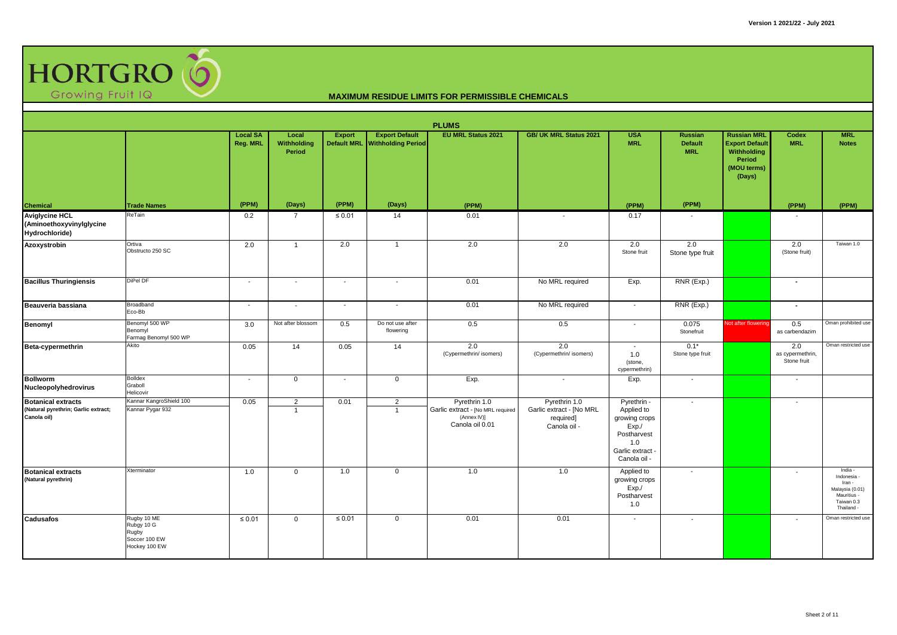# HORTGRO

Growing Fruit IQ

## MAXIMUM RESIDUE LIMITS FOR PERMISSIBLE CHEMICALS

### PLUMS

| Chemical | Trade Names | Local SA Reg. MRL (PPM) | Local Withholding Period (Days) | Export Default MRL (PPM) | Export Default Withholding Period (Days) | EU MRL Status 2021 (PPM) | GB/ UK MRL Status 2021 | USA MRL (PPM) | Russian Default MRL (PPM) | Russian MRL Export Default Withholding Period (MOU terms) (Days) | Codex MRL (PPM) | MRL Notes (PPM) |
|---|---|---|---|---|---|---|---|---|---|---|---|---|
| **Aviglycine HCL (Aminoethoxyvinylglycine Hydrochloride)** | ReTain | 0.2 | 7 | ≤ 0.01 | 14 | 0.01 | - | 0.17 | - | | - | |
| **Azoxystrobin** | Ortiva<br>Obstructo 250 SC | 2.0 | 1 | 2.0 | 1 | 2.0 | 2.0 | 2.0<br>Stone fruit | 2.0<br>Stone type fruit | | 2.0<br>(Stone fruit) | Taiwan 1.0 |
| **Bacillus Thuringiensis** | DiPel DF | - | - | - | - | 0.01 | No MRL required | Exp. | RNR (Exp.) | | - | |
| **Beauveria bassiana** | Broadband<br>Eco-Bb | - | - | - | - | 0.01 | No MRL required | - | RNR (Exp.) | | - | |
| **Benomyl** | Benomyl 500 WP<br>Benomyl<br>Farmag Benomyl 500 WP | 3.0 | Not after blossom | 0.5 | Do not use after flowering | 0.5 | 0.5 | - | 0.075<br>Stonefruit | Not after flowering | 0.5<br>as carbendazim | Oman prohibited use |
| **Beta-cypermethrin** | Akito | 0.05 | 14 | 0.05 | 14 | 2.0<br>(Cypermethrin/ isomers) | 2.0<br>(Cypermethrin/ isomers) | -<br>1.0<br>(stone, cypermethrin) | 0.1*<br>Stone type fruit | | 2.0<br>as cypermethrin, Stone fruit | Oman restricted use |
| **Bollworm Nucleopolyhedrovirus** | Bolldex<br>Graboll<br>Helicovir | - | 0 | - | 0 | Exp. | - | Exp. | - | | - | |
| **Botanical extracts (Natural pyrethrin; Garlic extract; Canola oil)** | Kannar KangroShield 100<br>Kannar Pygar 932 | 0.05 | 2<br>1 | 0.01 | 2<br>1 | Pyrethrin 1.0<br>Garlic extract - [No MRL required (Annex IV)]<br>Canola oil 0.01 | Pyrethrin 1.0<br>Garlic extract - [No MRL required]<br>Canola oil - | Pyrethrin - Applied to growing crops Exp./ Postharvest 1.0<br>Garlic extract -<br>Canola oil - | - | | - | |
| **Botanical extracts (Natural pyrethrin)** | Xterminator | 1.0 | 0 | 1.0 | 0 | 1.0 | 1.0 | Applied to growing crops Exp./ Postharvest 1.0 | - | | - | India -<br>Indonesia -<br>Iran -<br>Malaysia (0.01)<br>Mauritius -<br>Taiwan 0.3<br>Thailand - |
| **Cadusafos** | Rugby 10 ME<br>Rubgy 10 G<br>Rugby<br>Soccer 100 EW<br>Hockey 100 EW | ≤ 0.01 | 0 | ≤ 0.01 | 0 | 0.01 | 0.01 | - | - | | - | Oman restricted use |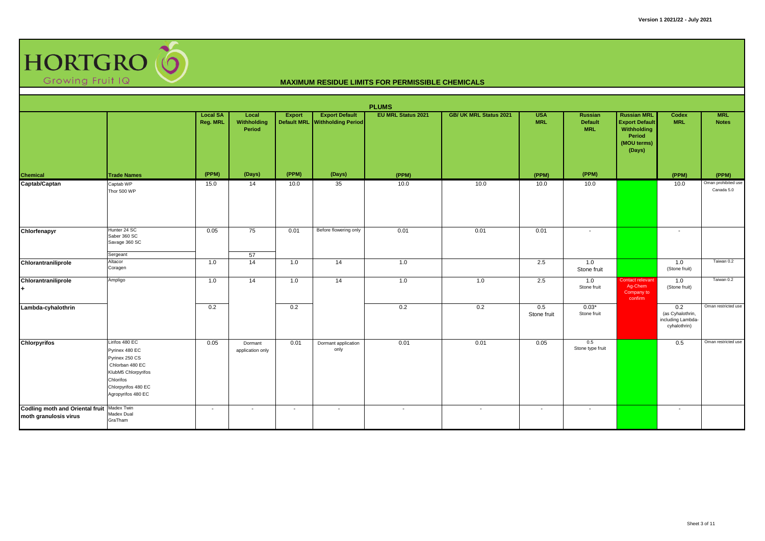# HORTGRO Growing Fruit IQ

## MAXIMUM RESIDUE LIMITS FOR PERMISSIBLE CHEMICALS

Version 1 2021/22 - July 2021

### PLUMS

| Chemical | Trade Names | Local SA Reg. MRL (PPM) | Local Withholding Period (Days) | Export Default MRL (PPM) | Export Default Withholding Period (Days) | EU MRL Status 2021 (PPM) | GB/ UK MRL Status 2021 | USA MRL (PPM) | Russian Default MRL (PPM) | Russian MRL Export Default Withholding Period (MOU terms) (Days) | Codex MRL (PPM) | MRL Notes (PPM) |
|---|---|---|---|---|---|---|---|---|---|---|---|---|
| **Captab/Captan** | Captab WP<br>Thor 500 WP | 15.0 | 14 | 10.0 | 35 | 10.0 | 10.0 | 10.0 | 10.0 | | 10.0 | Oman prohibited use<br>Canada 5.0 |
| **Chlorfenapyr** | Hunter 24 SC<br>Saber 360 SC<br>Savage 360 SC | 0.05 | 75 | 0.01 | Before flowering only | 0.01 | 0.01 | 0.01 | - | | - | |
| | Sergeant | | 57 | | | | | | | | | |
| **Chlorantraniliprole** | Altacor<br>Coragen | 1.0 | 14 | 1.0 | 14 | 1.0 | | 2.5 | 1.0<br>Stone fruit | | 1.0<br>(Stone fruit) | Taiwan 0.2 |
| **Chlorantraniliprole +** | Ampligo | 1.0 | 14 | 1.0 | 14 | 1.0 | 1.0 | 2.5 | 1.0<br>Stone fruit | Contact relevant Ag-Chem Company to confirm | 1.0<br>(Stone fruit) | Taiwan 0.2 |
| **Lambda-cyhalothrin** | | 0.2 | | 0.2 | | 0.2 | 0.2 | 0.5<br>Stone fruit | 0.03*<br>Stone fruit | | 0.2<br>(as Cyhalothrin, including Lambda-cyhalothrin) | Oman restricted use |
| **Chlorpyrifos** | Lirifos 480 EC<br>Pyrinex 480 EC<br>Pyrinex 250 CS<br>Chlorban 480 EC<br>KlubM5 Chlorpyrifos<br>Chlorifos<br>Chlorpyrifos 480 EC<br>Agropyrifos 480 EC | 0.05 | Dormant application only | 0.01 | Dormant application only | 0.01 | 0.01 | 0.05 | 0.5<br>Stone type fruit | | 0.5 | Oman restricted use |
| **Codling moth and Oriental fruit moth granulosis virus** | Madex Twin<br>Madex Dual<br>GraTham | - | - | - | - | - | - | - | - | | - | |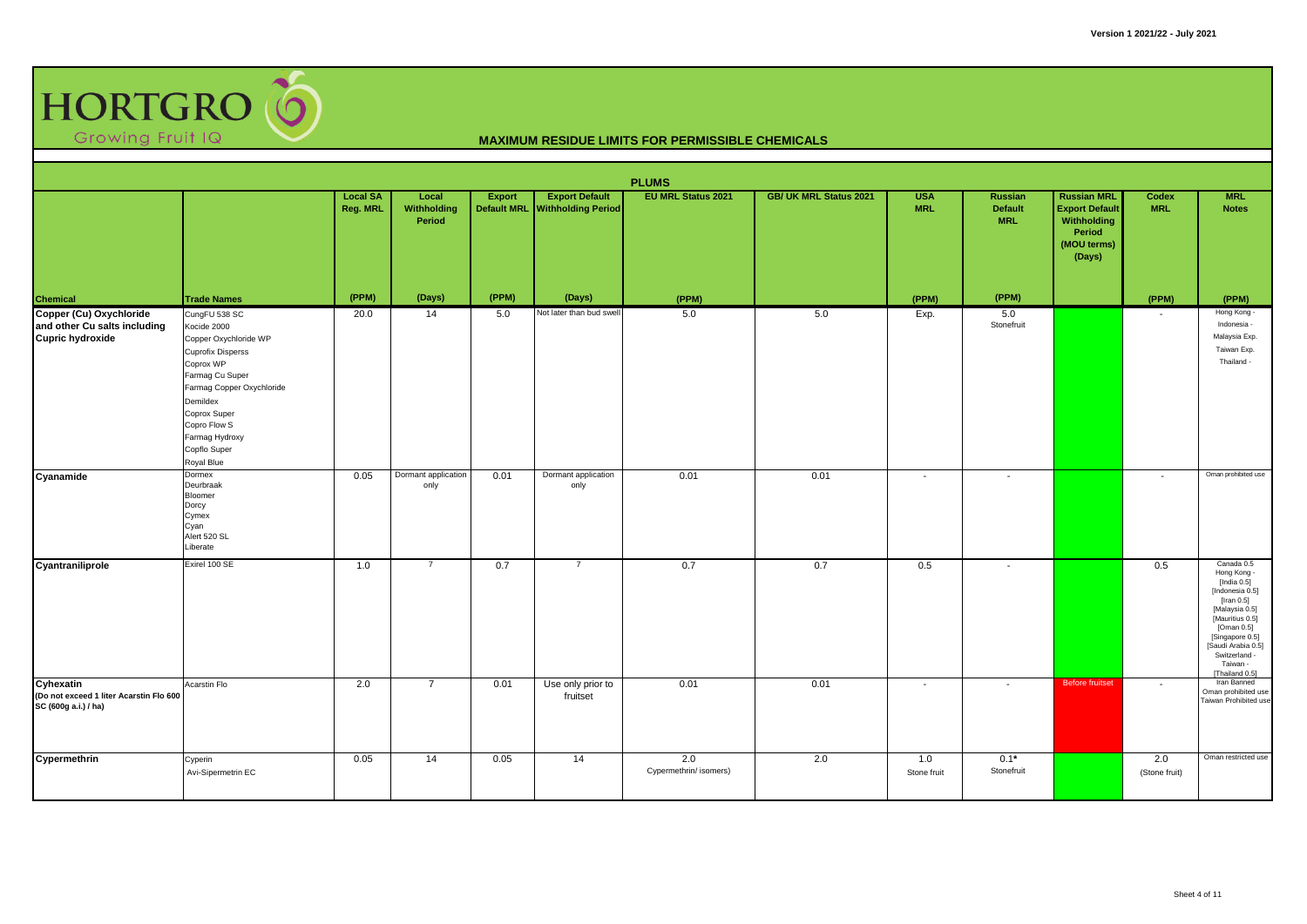HORTGRO Growing Fruit IQ

## MAXIMUM RESIDUE LIMITS FOR PERMISSIBLE CHEMICALS

### PLUMS

| Chemical | Trade Names | Local SA Reg. MRL (PPM) | Local Withholding Period (Days) | Export Default MRL (PPM) | Export Default Withholding Period (Days) | EU MRL Status 2021 (PPM) | GB/ UK MRL Status 2021 | USA MRL (PPM) | Russian Default MRL (PPM) | Russian MRL Export Default Withholding Period (MOU terms) (Days) | Codex MRL (PPM) | MRL Notes (PPM) |
|---|---|---|---|---|---|---|---|---|---|---|---|---|
| **Copper (Cu) Oxychloride and other Cu salts including Cupric hydroxide** | CungFU 538 SC<br>Kocide 2000<br>Copper Oxychloride WP<br>Cuprofix Disperss<br>Coprox WP<br>Farmag Cu Super<br>Farmag Copper Oxychloride<br>Demildex<br>Coprox Super<br>Copro Flow S<br>Farmag Hydroxy<br>Copflo Super<br>Royal Blue | 20.0 | 14 | 5.0 | Not later than bud swell | 5.0 | 5.0 | Exp. | 5.0 Stonefruit | | - | Hong Kong -<br>Indonesia -<br>Malaysia Exp.<br>Taiwan Exp.<br>Thailand - |
| **Cyanamide** | Dormex<br>Deurbraak<br>Bloomer<br>Dorcy<br>Cymex<br>Cyan<br>Alert 520 SL<br>Liberate | 0.05 | Dormant application only | 0.01 | Dormant application only | 0.01 | 0.01 | - | - | | - | Oman prohibited use |
| **Cyantraniliprole** | Exirel 100 SE | 1.0 | 7 | 0.7 | 7 | 0.7 | 0.7 | 0.5 | - | | 0.5 | Canada 0.5<br>Hong Kong -<br>[India 0.5]<br>[Indonesia 0.5]<br>[Iran 0.5]<br>[Malaysia 0.5]<br>[Mauritius 0.5]<br>[Oman 0.5]<br>[Singapore 0.5]<br>[Saudi Arabia 0.5]<br>Switzerland -<br>Taiwan -<br>[Thailand 0.5] |
| **Cyhexatin** (Do not exceed 1 liter Acarstin Flo 600 SC (600g a.i.) / ha) | Acarstin Flo | 2.0 | 7 | 0.01 | Use only prior to fruitset | 0.01 | 0.01 | - | - | Before fruitset | - | Iran Banned<br>Oman prohibited use<br>Taiwan Prohibited use |
| **Cypermethrin** | Cyperin<br>Avi-Sipermetrin EC | 0.05 | 14 | 0.05 | 14 | 2.0 Cypermethrin/ isomers) | 2.0 | 1.0 Stone fruit | 0.1* Stonefruit | | 2.0 (Stone fruit) | Oman restricted use |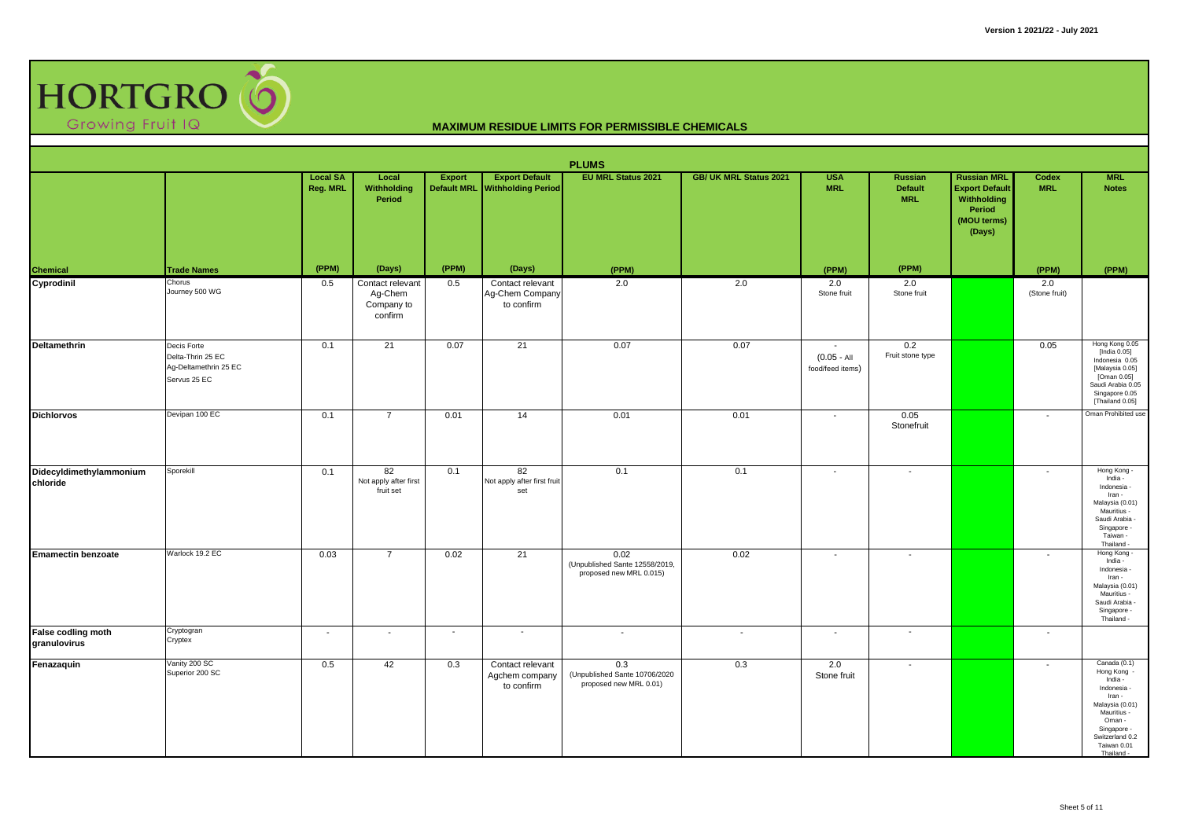# HORTGRO Growing Fruit IQ

## MAXIMUM RESIDUE LIMITS FOR PERMISSIBLE CHEMICALS

Version 1 2021/22 - July 2021

### PLUMS

| Chemical | Trade Names | Local SA Reg. MRL | Local Withholding Period | Export Default MRL | Export Default Withholding Period | EU MRL Status 2021 | GB/ UK MRL Status 2021 | USA MRL | Russian Default MRL | Russian MRL Export Default Withholding Period (MOU terms) (Days) | Codex MRL | MRL Notes |
|---|---|---|---|---|---|---|---|---|---|---|---|---|
| | | (PPM) | (Days) | (PPM) | (Days) | (PPM) | | (PPM) | (PPM) | | (PPM) | (PPM) |
| Cyprodinil | Chorus<br>Journey 500 WG | 0.5 | Contact relevant Ag-Chem Company to confirm | 0.5 | Contact relevant Ag-Chem Company to confirm | 2.0 | 2.0 | 2.0<br>Stone fruit | 2.0<br>Stone fruit | | 2.0<br>(Stone fruit) | |
| Deltamethrin | Decis Forte<br>Delta-Thrin 25 EC<br>Ag-Deltamethrin 25 EC<br>Servus 25 EC | 0.1 | 21 | 0.07 | 21 | 0.07 | 0.07 | -<br>(0.05 - All food/feed items) | 0.2<br>Fruit stone type | | 0.05 | Hong Kong 0.05<br>[India 0.05]<br>Indonesia 0.05<br>[Malaysia 0.05]<br>[Oman 0.05]<br>Saudi Arabia 0.05<br>Singapore 0.05<br>[Thailand 0.05] |
| Dichlorvos | Devipan 100 EC | 0.1 | 7 | 0.01 | 14 | 0.01 | 0.01 | - | 0.05<br>Stonefruit | | - | Oman Prohibited use |
| Didecyldimethylammonium chloride | Sporekill | 0.1 | 82<br>Not apply after first fruit set | 0.1 | 82<br>Not apply after first fruit set | 0.1 | 0.1 | - | - | | - | Hong Kong -<br>India -<br>Indonesia -<br>Iran -<br>Malaysia (0.01)<br>Mauritius -<br>Saudi Arabia -<br>Singapore -<br>Taiwan -<br>Thailand - |
| Emamectin benzoate | Warlock 19.2 EC | 0.03 | 7 | 0.02 | 21 | 0.02<br>(Unpublished Sante 12558/2019, proposed new MRL 0.015) | 0.02 | - | - | | - | Hong Kong -<br>India -<br>Indonesia -<br>Iran -<br>Malaysia (0.01)<br>Mauritius -<br>Saudi Arabia -<br>Singapore -<br>Thailand - |
| False codling moth granulovirus | Cryptogran<br>Cryptex | - | - | - | - | - | - | - | - | | - | |
| Fenazaquin | Vanity 200 SC<br>Superior 200 SC | 0.5 | 42 | 0.3 | Contact relevant Agchem company to confirm | 0.3<br>(Unpublished Sante 10706/2020 proposed new MRL 0.01) | 0.3 | 2.0<br>Stone fruit | - | | - | Canada (0.1)<br>Hong Kong -<br>India -<br>Indonesia -<br>Iran -<br>Malaysia (0.01)<br>Mauritius -<br>Oman -<br>Singapore -<br>Switzerland 0.2<br>Taiwan 0.01<br>Thailand - |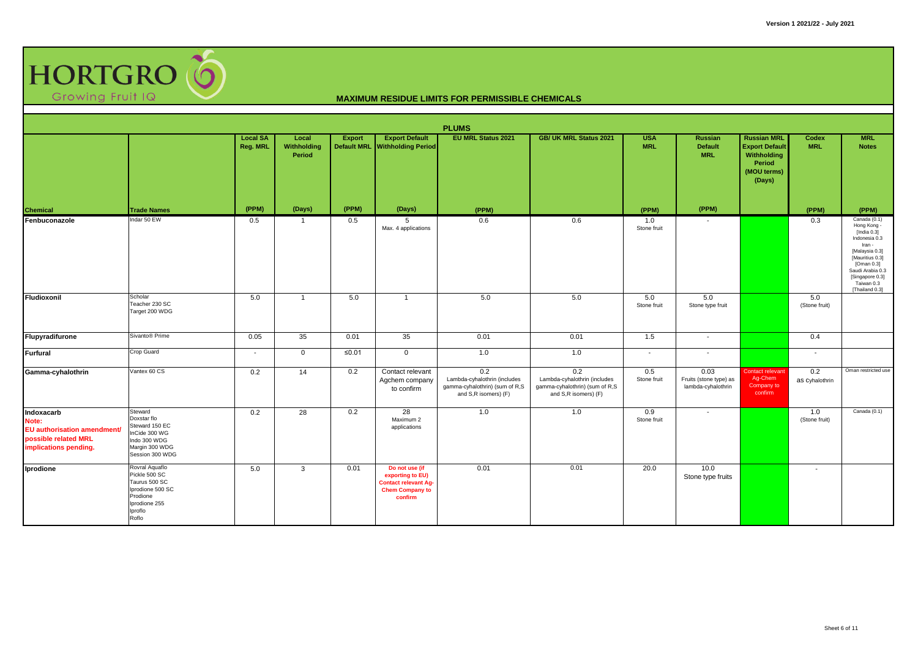# HORTGRO Growing Fruit IQ

## MAXIMUM RESIDUE LIMITS FOR PERMISSIBLE CHEMICALS

Version 1 2021/22 - July 2021

| PLUMS | | | | | | | | | | | | | |
|---|---|---|---|---|---|---|---|---|---|---|---|---|---|
| **Chemical** | **Trade Names** | **Local SA Reg. MRL** (PPM) | **Local Withholding Period** (Days) | **Export Default MRL** (PPM) | **Export Default Withholding Period** (Days) | **EU MRL Status 2021** (PPM) | **GB/ UK MRL Status 2021** | **USA MRL** (PPM) | **Russian Default MRL** (PPM) | **Russian MRL Export Default Withholding Period (MOU terms) (Days)** | **Codex MRL** (PPM) | **MRL Notes** (PPM) |
| **Fenbuconazole** | Indar 50 EW | 0.5 | 1 | 0.5 | 5<br>Max. 4 applications | 0.6 | 0.6 | 1.0<br>Stone fruit | - | | 0.3 | Canada (0.1)<br>Hong Kong -<br>[India 0.3]<br>Indonesia 0.3<br>Iran -<br>[Malaysia 0.3]<br>[Mauritius 0.3]<br>[Oman 0.3]<br>Saudi Arabia 0.3<br>[Singapore 0.3]<br>Taiwan 0.3<br>[Thailand 0.3] |
| **Fludioxonil** | Scholar<br>Teacher 230 SC<br>Target 200 WDG | 5.0 | 1 | 5.0 | 1 | 5.0 | 5.0 | 5.0<br>Stone fruit | 5.0<br>Stone type fruit | | 5.0<br>(Stone fruit) | |
| **Flupyradifurone** | Sivanto® Prime | 0.05 | 35 | 0.01 | 35 | 0.01 | 0.01 | 1.5 | - | | 0.4 | |
| **Furfural** | Crop Guard | - | 0 | ≤0.01 | 0 | 1.0 | 1.0 | - | - | | - | |
| **Gamma-cyhalothrin** | Vantex 60 CS | 0.2 | 14 | 0.2 | Contact relevant Agchem company to confirm | 0.2<br>Lambda-cyhalothrin (includes gamma-cyhalothrin) (sum of R,S and S,R isomers) (F) | 0.2<br>Lambda-cyhalothrin (includes gamma-cyhalothrin) (sum of R,S and S,R isomers) (F) | 0.5<br>Stone fruit | 0.03<br>Fruits (stone type) as lambda-cyhalothrin | Contact relevant Ag-Chem Company to confirm | 0.2<br>as Cyhalothrin | Oman restricted use |
| **Indoxacarb**<br>**Note: EU authorisation amendment/ possible related MRL implications pending.** | Steward<br>Doxstar flo<br>Steward 150 EC<br>InCide 300 WG<br>Indo 300 WDG<br>Margin 300 WDG<br>Session 300 WDG | 0.2 | 28 | 0.2 | 28<br>Maximum 2 applications | 1.0 | 1.0 | 0.9<br>Stone fruit | - | | 1.0<br>(Stone fruit) | Canada (0.1) |
| **Iprodione** | Rovral Aquaflo<br>Pickle 500 SC<br>Taurus 500 SC<br>Iprodione 500 SC<br>Prodione<br>Iprodione 255<br>Iproflo<br>Roflo | 5.0 | 3 | 0.01 | **Do not use (if exporting to EU) Contact relevant Ag-Chem Company to confirm** | 0.01 | 0.01 | 20.0 | 10.0<br>Stone type fruits | | - | |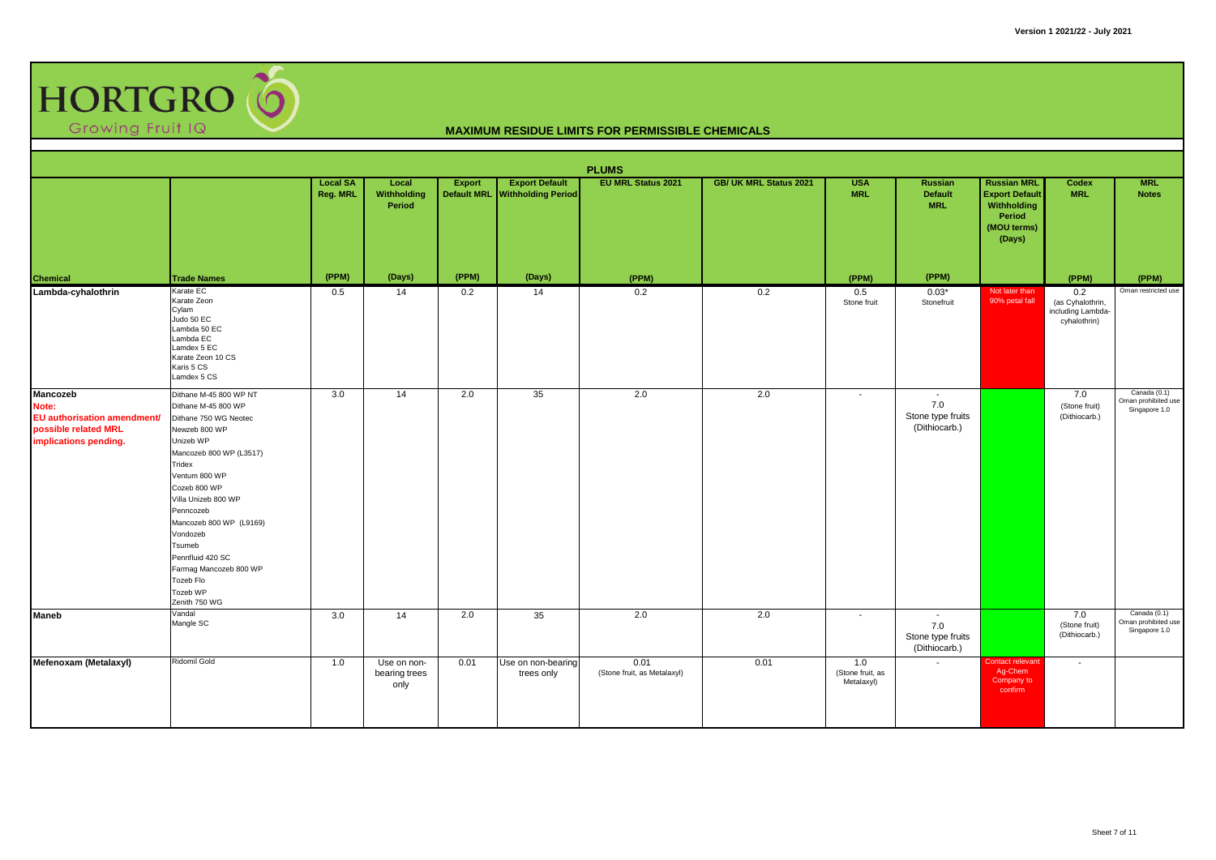# HORTGRO Growing Fruit IQ

## MAXIMUM RESIDUE LIMITS FOR PERMISSIBLE CHEMICALS

**PLUMS**

| Chemical | Trade Names | Local SA Reg. MRL (PPM) | Local Withholding Period (Days) | Export Default MRL (PPM) | Export Default Withholding Period (Days) | EU MRL Status 2021 (PPM) | GB/ UK MRL Status 2021 | USA MRL (PPM) | Russian Default MRL (PPM) | Russian MRL Export Default Withholding Period (MOU terms) (Days) | Codex MRL (PPM) | MRL Notes (PPM) |
|---|---|---|---|---|---|---|---|---|---|---|---|---|
| **Lambda-cyhalothrin** | Karate EC<br>Karate Zeon<br>Cylam<br>Judo 50 EC<br>Lambda 50 EC<br>Lambda EC<br>Lamdex 5 EC<br>Karate Zeon 10 CS<br>Karis 5 CS<br>Lamdex 5 CS | 0.5 | 14 | 0.2 | 14 | 0.2 | 0.2 | 0.5<br>Stone fruit | 0.03*<br>Stonefruit | Not later than 90% petal fall | 0.2<br>(as Cyhalothrin, including Lambda-cyhalothrin) | Oman restricted use |
| **Mancozeb**<br>**Note:**<br>**EU authorisation amendment/ possible related MRL implications pending.** | Dithane M-45 800 WP NT<br>Dithane M-45 800 WP<br>Dithane 750 WG Neotec<br>Newzeb 800 WP<br>Unizeb WP<br>Mancozeb 800 WP (L3517)<br>Tridex<br>Ventum 800 WP<br>Cozeb 800 WP<br>Villa Unizeb 800 WP<br>Penncozeb<br>Mancozeb 800 WP (L9169)<br>Vondozeb<br>Tsumeb<br>Pennfluid 420 SC<br>Farmag Mancozeb 800 WP<br>Tozeb Flo<br>Tozeb WP<br>Zenith 750 WG | 3.0 | 14 | 2.0 | 35 | 2.0 | 2.0 | - | -<br>7.0<br>Stone type fruits<br>(Dithiocarb.) | | 7.0<br>(Stone fruit)<br>(Dithiocarb.) | Canada (0.1)<br>Oman prohibited use<br>Singapore 1.0 |
| **Maneb** | Vandal<br>Mangle SC | 3.0 | 14 | 2.0 | 35 | 2.0 | 2.0 | - | -<br>7.0<br>Stone type fruits<br>(Dithiocarb.) | | 7.0<br>(Stone fruit)<br>(Dithiocarb.) | Canada (0.1)<br>Oman prohibited use<br>Singapore 1.0 |
| **Mefenoxam (Metalaxyl)** | Ridomil Gold | 1.0 | Use on non-bearing trees only | 0.01 | Use on non-bearing trees only | 0.01<br>(Stone fruit, as Metalaxyl) | 0.01 | 1.0<br>(Stone fruit, as Metalaxyl) | - | Contact relevant Ag-Chem Company to confirm | - | |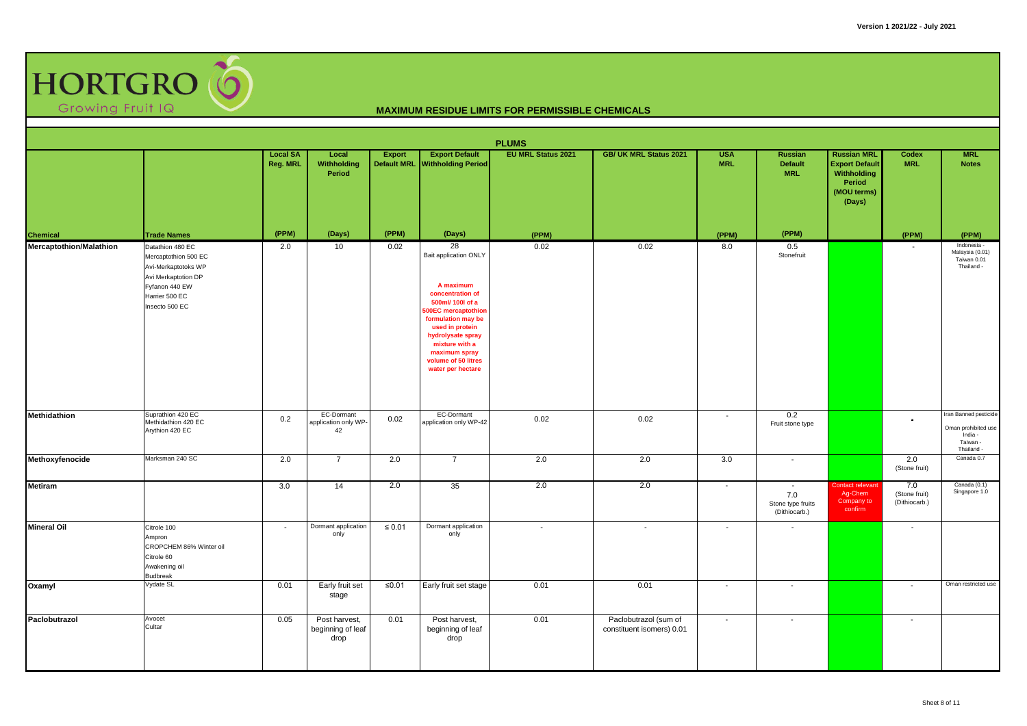HORTGRO Growing Fruit IQ

## MAXIMUM RESIDUE LIMITS FOR PERMISSIBLE CHEMICALS

### PLUMS

| Chemical | Trade Names | Local SA Reg. MRL (PPM) | Local Withholding Period (Days) | Export Default MRL (PPM) | Export Default Withholding Period (Days) | EU MRL Status 2021 (PPM) | GB/ UK MRL Status 2021 | USA MRL (PPM) | Russian Default MRL (PPM) | Russian MRL Export Default Withholding Period (MOU terms) (Days) | Codex MRL (PPM) | MRL Notes (PPM) |
|---|---|---|---|---|---|---|---|---|---|---|---|---|
| **Mercaptothion/Malathion** | Datathion 480 EC<br>Mercaptothion 500 EC<br>Avi-Merkaptotoks WP<br>Avi Merkaptotion DP<br>Fyfanon 440 EW<br>Harrier 500 EC<br>Insecto 500 EC | 2.0 | 10 | 0.02 | 28<br>Bait application ONLY<br><br>**A maximum concentration of 500ml/ 100l of a 500EC mercaptothion formulation may be used in protein hydrolysate spray mixture with a maximum spray volume of 50 litres water per hectare** | 0.02 | 0.02 | 8.0 | 0.5<br>Stonefruit | | - | Indonesia -<br>Malaysia (0.01)<br>Taiwan 0.01<br>Thailand - |
| **Methidathion** | Suprathion 420 EC<br>Methidathion 420 EC<br>Arythion 420 EC | 0.2 | EC-Dormant application only WP-42 | 0.02 | EC-Dormant application only WP-42 | 0.02 | 0.02 | - | 0.2<br>Fruit stone type | | - | Iran Banned pesticide<br>Oman prohibited use<br>India -<br>Taiwan -<br>Thailand - |
| **Methoxyfenocide** | Marksman 240 SC | 2.0 | 7 | 2.0 | 7 | 2.0 | 2.0 | 3.0 | - | | 2.0<br>(Stone fruit) | Canada 0.7 |
| **Metiram** | | 3.0 | 14 | 2.0 | 35 | 2.0 | 2.0 | - | -<br>7.0<br>Stone type fruits<br>(Dithiocarb.) | Contact relevant Ag-Chem Company to confirm | 7.0<br>(Stone fruit)<br>(Dithiocarb.) | Canada (0.1)<br>Singapore 1.0 |
| **Mineral Oil** | Citrole 100<br>Ampron<br>CROPCHEM 86% Winter oil<br>Citrole 60<br>Awakening oil<br>Budbreak | - | Dormant application only | ≤ 0.01 | Dormant application only | - | - | - | - | | - | |
| **Oxamyl** | Vydate SL | 0.01 | Early fruit set stage | ≤0.01 | Early fruit set stage | 0.01 | 0.01 | - | - | | - | Oman restricted use |
| **Paclobutrazol** | Avocet<br>Cultar | 0.05 | Post harvest, beginning of leaf drop | 0.01 | Post harvest, beginning of leaf drop | 0.01 | Paclobutrazol (sum of constituent isomers) 0.01 | - | - | | - | |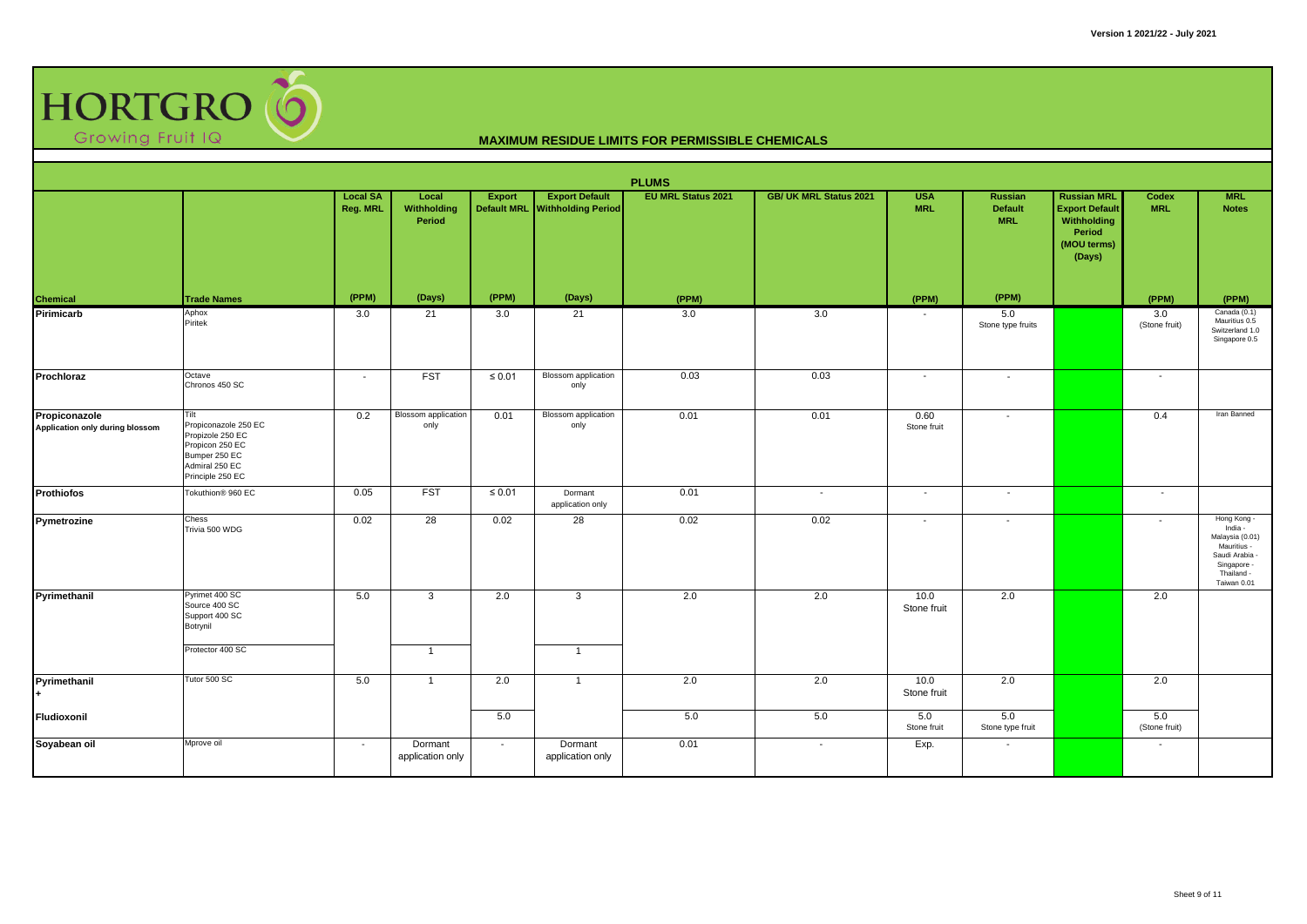# HORTGRO Growing Fruit IQ

## MAXIMUM RESIDUE LIMITS FOR PERMISSIBLE CHEMICALS

Version 1 2021/22 - July 2021

### PLUMS

| Chemical | Trade Names | Local SA Reg. MRL | Local Withholding Period | Export Default MRL | Export Default Withholding Period | EU MRL Status 2021 | GB/ UK MRL Status 2021 | USA MRL | Russian Default MRL | Russian MRL Export Default Withholding Period (MOU terms) (Days) | Codex MRL | MRL Notes |
|---|---|---|---|---|---|---|---|---|---|---|---|---|
| | | (PPM) | (Days) | (PPM) | (Days) | (PPM) | | (PPM) | (PPM) | | (PPM) | (PPM) |
| **Pirimicarb** | Aphox<br>Piritek | 3.0 | 21 | 3.0 | 21 | 3.0 | 3.0 | - | 5.0<br>Stone type fruits | | 3.0<br>(Stone fruit) | Canada (0.1)<br>Mauritius 0.5<br>Switzerland 1.0<br>Singapore 0.5 |
| **Prochloraz** | Octave<br>Chronos 450 SC | - | FST | ≤ 0.01 | Blossom application only | 0.03 | 0.03 | - | - | | - | |
| **Propiconazole**<br>**Application only during blossom** | Tilt<br>Propiconazole 250 EC<br>Propizole 250 EC<br>Propicon 250 EC<br>Bumper 250 EC<br>Admiral 250 EC<br>Principle 250 EC | 0.2 | Blossom application only | 0.01 | Blossom application only | 0.01 | 0.01 | 0.60<br>Stone fruit | - | | 0.4 | Iran Banned |
| **Prothiofos** | Tokuthion® 960 EC | 0.05 | FST | ≤ 0.01 | Dormant application only | 0.01 | - | - | - | | - | |
| **Pymetrozine** | Chess<br>Trivia 500 WDG | 0.02 | 28 | 0.02 | 28 | 0.02 | 0.02 | - | - | | - | Hong Kong -<br>India -<br>Malaysia (0.01)<br>Mauritius -<br>Saudi Arabia -<br>Singapore -<br>Thailand -<br>Taiwan 0.01 |
| **Pyrimethanil** | Pyrimet 400 SC<br>Source 400 SC<br>Support 400 SC<br>Botrynil | 5.0 | 3 | 2.0 | 3 | 2.0 | 2.0 | 10.0<br>Stone fruit | 2.0 | | 2.0 | |
| | Protector 400 SC | | 1 | | 1 | | | | | | | |
| **Pyrimethanil**<br>**+** | Tutor 500 SC | 5.0 | 1 | 2.0 | 1 | 2.0 | 2.0 | 10.0<br>Stone fruit | 2.0 | | 2.0 | |
| **Fludioxonil** | | | | 5.0 | | 5.0 | 5.0 | 5.0<br>Stone fruit | 5.0<br>Stone type fruit | | 5.0<br>(Stone fruit) | |
| **Soyabean oil** | Mprove oil | - | Dormant application only | - | Dormant application only | 0.01 | - | Exp. | - | | - | |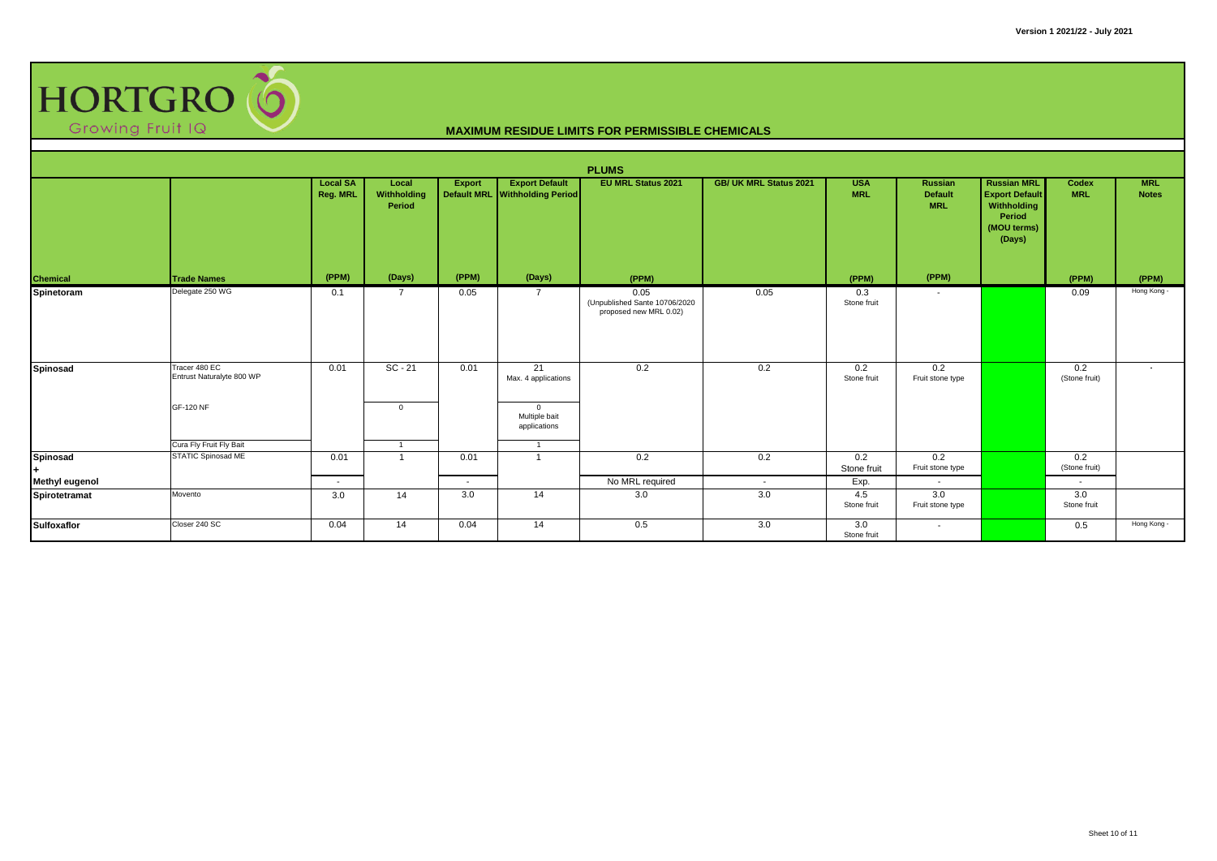**HORTGRO** Growing Fruit IQ

## MAXIMUM RESIDUE LIMITS FOR PERMISSIBLE CHEMICALS

### PLUMS

| Chemical | Trade Names | Local SA Reg. MRL (PPM) | Local Withholding Period (Days) | Export Default MRL (PPM) | Export Default Withholding Period (Days) | EU MRL Status 2021 (PPM) | GB/ UK MRL Status 2021 | USA MRL (PPM) | Russian Default MRL (PPM) | Russian MRL Export Default Withholding Period (MOU terms) (Days) | Codex MRL (PPM) | MRL Notes (PPM) |
|---|---|---|---|---|---|---|---|---|---|---|---|---|
| **Spinetoram** | Delegate 250 WG | 0.1 | 7 | 0.05 | 7 | 0.05 (Unpublished Sante 10706/2020 proposed new MRL 0.02) | 0.05 | 0.3 Stone fruit | - | | 0.09 | Hong Kong - |
| **Spinosad** | Tracer 480 EC Entrust Naturalyte 800 WP | 0.01 | SC - 21 | 0.01 | 21 Max. 4 applications | 0.2 | 0.2 | 0.2 Stone fruit | 0.2 Fruit stone type | | 0.2 (Stone fruit) | - |
| | GF-120 NF | | 0 | | 0 Multiple bait applications | | | | | | | |
| | Cura Fly Fruit Fly Bait | | 1 | | 1 | | | | | | | |
| **Spinosad** | STATIC Spinosad ME | 0.01 | 1 | 0.01 | 1 | 0.2 | 0.2 | 0.2 Stone fruit | 0.2 Fruit stone type | | 0.2 (Stone fruit) | |
| **+ Methyl eugenol** | | - | | - | | No MRL required | - | Exp. | - | | - | |
| **Spirotetramat** | Movento | 3.0 | 14 | 3.0 | 14 | 3.0 | 3.0 | 4.5 Stone fruit | 3.0 Fruit stone type | | 3.0 Stone fruit | |
| **Sulfoxaflor** | Closer 240 SC | 0.04 | 14 | 0.04 | 14 | 0.5 | 3.0 | 3.0 Stone fruit | - | | 0.5 | Hong Kong - |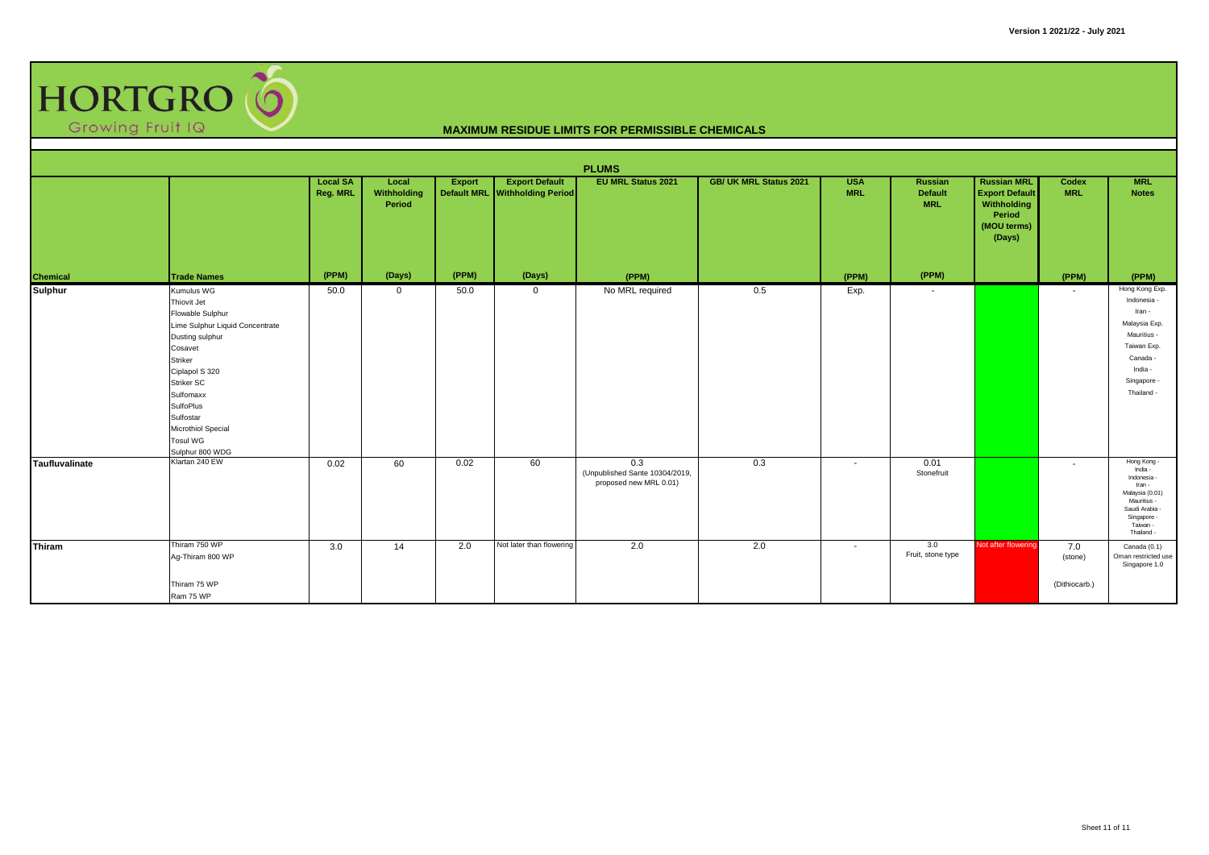HORTGRO
Growing Fruit IQ

## MAXIMUM RESIDUE LIMITS FOR PERMISSIBLE CHEMICALS

### PLUMS

| Chemical | Trade Names | Local SA Reg. MRL (PPM) | Local Withholding Period (Days) | Export Default MRL (PPM) | Export Default Withholding Period (Days) | EU MRL Status 2021 (PPM) | GB/ UK MRL Status 2021 | USA MRL (PPM) | Russian Default MRL (PPM) | Russian MRL Export Default Withholding Period (MOU terms) (Days) | Codex MRL (PPM) | MRL Notes (PPM) |
|---|---|---|---|---|---|---|---|---|---|---|---|---|
| **Sulphur** | Kumulus WG<br>Thiovit Jet<br>Flowable Sulphur<br>Lime Sulphur Liquid Concentrate<br>Dusting sulphur<br>Cosavet<br>Striker<br>Ciplapol S 320<br>Striker SC<br>Sulfomaxx<br>SulfoPlus<br>Sulfostar<br>Microthiol Special<br>Tosul WG<br>Sulphur 800 WDG | 50.0 | 0 | 50.0 | 0 | No MRL required | 0.5 | Exp. | - | | - | Hong Kong Exp.<br>Indonesia -<br>Iran -<br>Malaysia Exp.<br>Mauritius -<br>Taiwan Exp.<br>Canada -<br>India -<br>Singapore -<br>Thailand - |
| **Taufluvalinate** | Klartan 240 EW | 0.02 | 60 | 0.02 | 60 | 0.3<br>(Unpublished Sante 10304/2019, proposed new MRL 0.01) | 0.3 | - | 0.01<br>Stonefruit | | - | Hong Kong -<br>India -<br>Indonesia -<br>Iran -<br>Malaysia (0.01)<br>Mauritius -<br>Saudi Arabia -<br>Singapore -<br>Taiwan -<br>Thailand - |
| **Thiram** | Thiram 750 WP<br>Ag-Thiram 800 WP<br>Thiram 75 WP<br>Ram 75 WP | 3.0 | 14 | 2.0 | Not later than flowering | 2.0 | 2.0 | - | 3.0<br>Fruit, stone type | Not after flowering | 7.0<br>(stone)<br>(Dithiocarb.) | Canada (0.1)<br>Oman restricted use<br>Singapore 1.0 |